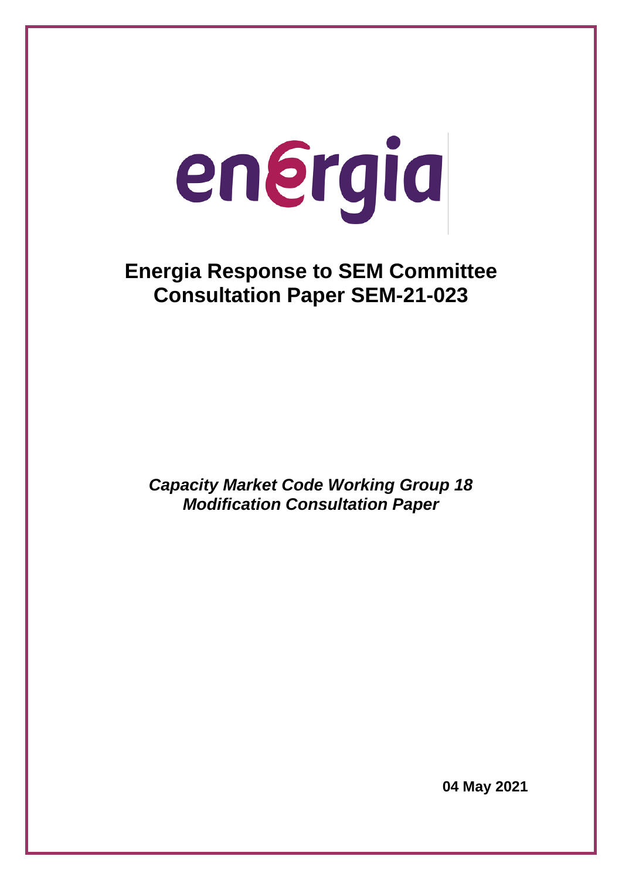energia

# Energia Response to SEM Committee Consultation Paper SEM-21-023

***Capacity Market Code Working Group 18 Modification Consultation Paper***

**04 May 2021**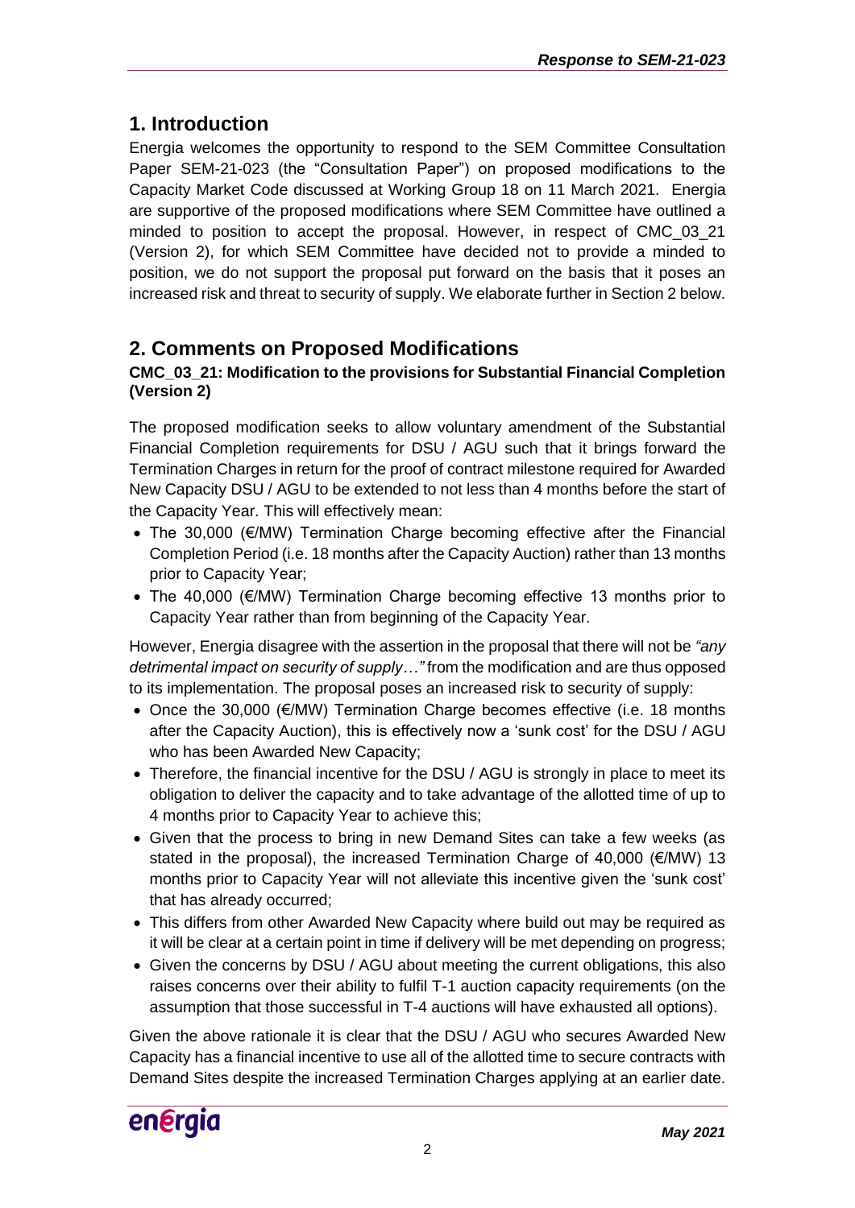## 1. Introduction

Energia welcomes the opportunity to respond to the SEM Committee Consultation Paper SEM-21-023 (the "Consultation Paper") on proposed modifications to the Capacity Market Code discussed at Working Group 18 on 11 March 2021. Energia are supportive of the proposed modifications where SEM Committee have outlined a minded to position to accept the proposal. However, in respect of CMC_03_21 (Version 2), for which SEM Committee have decided not to provide a minded to position, we do not support the proposal put forward on the basis that it poses an increased risk and threat to security of supply. We elaborate further in Section 2 below.

## 2. Comments on Proposed Modifications

### CMC_03_21: Modification to the provisions for Substantial Financial Completion (Version 2)

The proposed modification seeks to allow voluntary amendment of the Substantial Financial Completion requirements for DSU / AGU such that it brings forward the Termination Charges in return for the proof of contract milestone required for Awarded New Capacity DSU / AGU to be extended to not less than 4 months before the start of the Capacity Year. This will effectively mean:

- The 30,000 (€/MW) Termination Charge becoming effective after the Financial Completion Period (i.e. 18 months after the Capacity Auction) rather than 13 months prior to Capacity Year;
- The 40,000 (€/MW) Termination Charge becoming effective 13 months prior to Capacity Year rather than from beginning of the Capacity Year.

However, Energia disagree with the assertion in the proposal that there will not be *"any detrimental impact on security of supply…"* from the modification and are thus opposed to its implementation. The proposal poses an increased risk to security of supply:

- Once the 30,000 (€/MW) Termination Charge becomes effective (i.e. 18 months after the Capacity Auction), this is effectively now a 'sunk cost' for the DSU / AGU who has been Awarded New Capacity;
- Therefore, the financial incentive for the DSU / AGU is strongly in place to meet its obligation to deliver the capacity and to take advantage of the allotted time of up to 4 months prior to Capacity Year to achieve this;
- Given that the process to bring in new Demand Sites can take a few weeks (as stated in the proposal), the increased Termination Charge of 40,000 (€/MW) 13 months prior to Capacity Year will not alleviate this incentive given the 'sunk cost' that has already occurred;
- This differs from other Awarded New Capacity where build out may be required as it will be clear at a certain point in time if delivery will be met depending on progress;
- Given the concerns by DSU / AGU about meeting the current obligations, this also raises concerns over their ability to fulfil T-1 auction capacity requirements (on the assumption that those successful in T-4 auctions will have exhausted all options).

Given the above rationale it is clear that the DSU / AGU who secures Awarded New Capacity has a financial incentive to use all of the allotted time to secure contracts with Demand Sites despite the increased Termination Charges applying at an earlier date.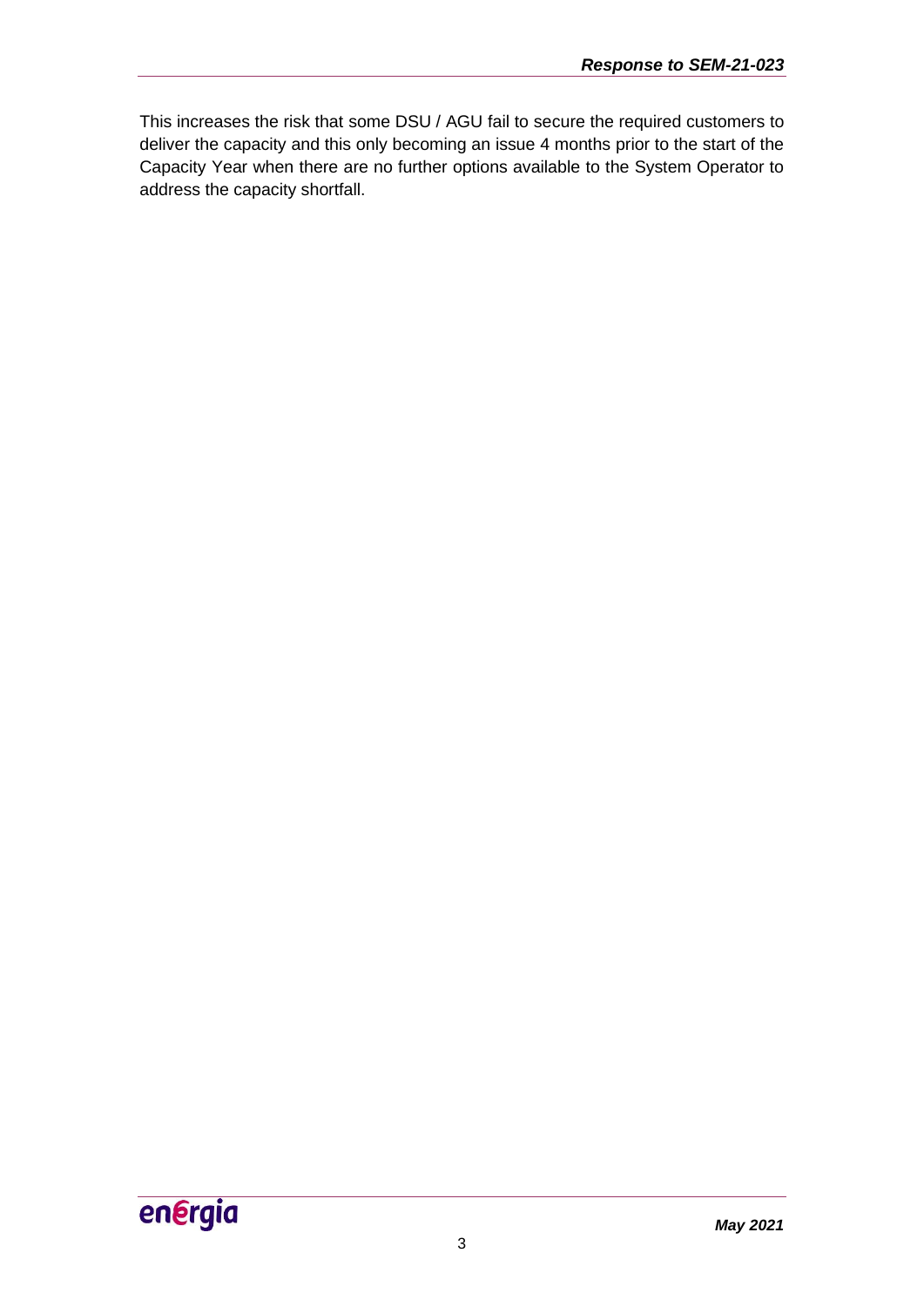This increases the risk that some DSU / AGU fail to secure the required customers to deliver the capacity and this only becoming an issue 4 months prior to the start of the Capacity Year when there are no further options available to the System Operator to address the capacity shortfall.